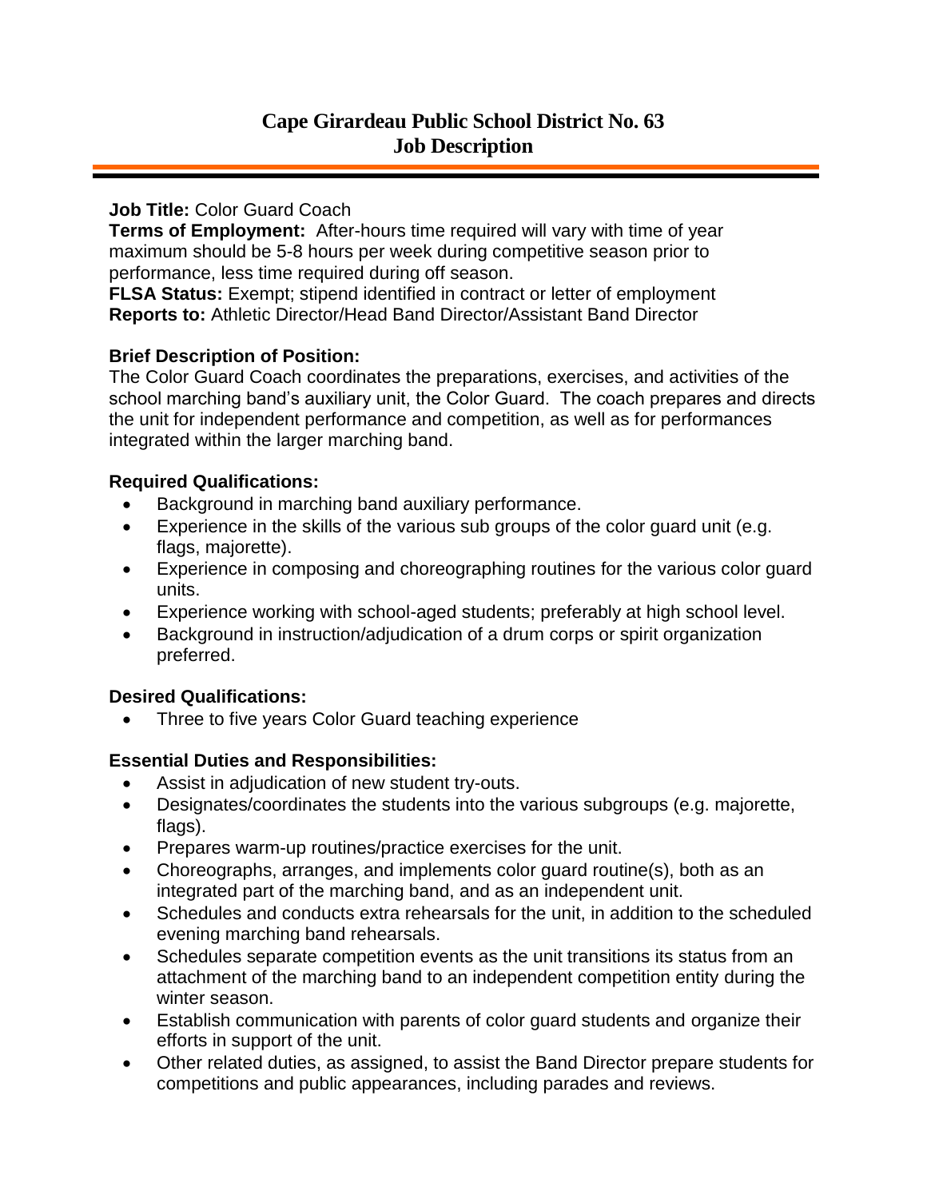# Cape Girardeau Public School District No. 63
# Job Description

**Job Title:** Color Guard Coach
**Terms of Employment:** After-hours time required will vary with time of year maximum should be 5-8 hours per week during competitive season prior to performance, less time required during off season.
**FLSA Status:** Exempt; stipend identified in contract or letter of employment
**Reports to:** Athletic Director/Head Band Director/Assistant Band Director

**Brief Description of Position:**
The Color Guard Coach coordinates the preparations, exercises, and activities of the school marching band's auxiliary unit, the Color Guard. The coach prepares and directs the unit for independent performance and competition, as well as for performances integrated within the larger marching band.

**Required Qualifications:**

- Background in marching band auxiliary performance.
- Experience in the skills of the various sub groups of the color guard unit (e.g. flags, majorette).
- Experience in composing and choreographing routines for the various color guard units.
- Experience working with school-aged students; preferably at high school level.
- Background in instruction/adjudication of a drum corps or spirit organization preferred.

**Desired Qualifications:**

- Three to five years Color Guard teaching experience

**Essential Duties and Responsibilities:**

- Assist in adjudication of new student try-outs.
- Designates/coordinates the students into the various subgroups (e.g. majorette, flags).
- Prepares warm-up routines/practice exercises for the unit.
- Choreographs, arranges, and implements color guard routine(s), both as an integrated part of the marching band, and as an independent unit.
- Schedules and conducts extra rehearsals for the unit, in addition to the scheduled evening marching band rehearsals.
- Schedules separate competition events as the unit transitions its status from an attachment of the marching band to an independent competition entity during the winter season.
- Establish communication with parents of color guard students and organize their efforts in support of the unit.
- Other related duties, as assigned, to assist the Band Director prepare students for competitions and public appearances, including parades and reviews.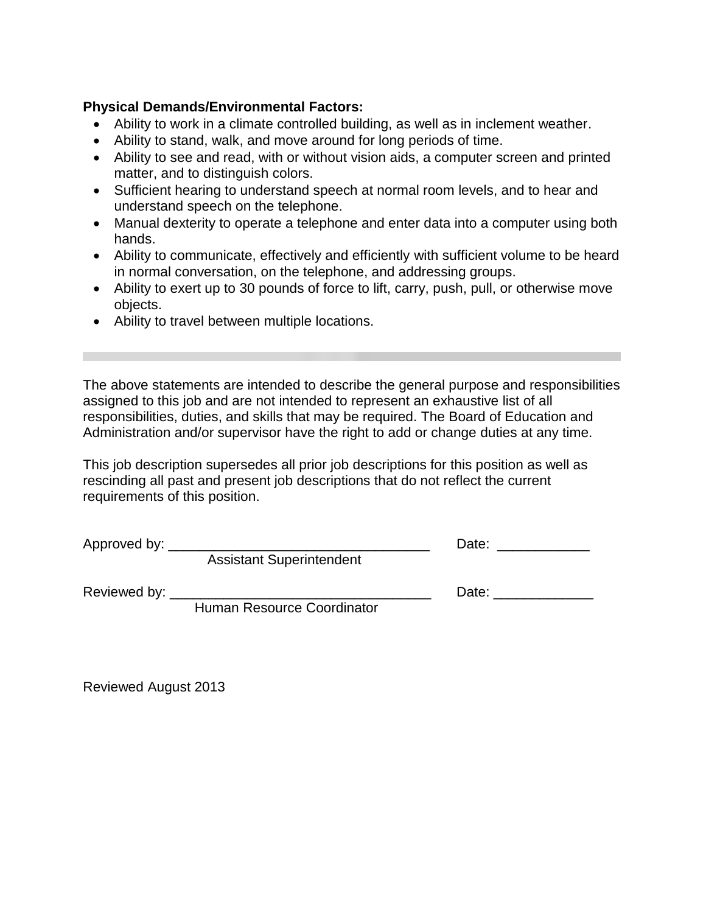**Physical Demands/Environmental Factors:**

- Ability to work in a climate controlled building, as well as in inclement weather.
- Ability to stand, walk, and move around for long periods of time.
- Ability to see and read, with or without vision aids, a computer screen and printed matter, and to distinguish colors.
- Sufficient hearing to understand speech at normal room levels, and to hear and understand speech on the telephone.
- Manual dexterity to operate a telephone and enter data into a computer using both hands.
- Ability to communicate, effectively and efficiently with sufficient volume to be heard in normal conversation, on the telephone, and addressing groups.
- Ability to exert up to 30 pounds of force to lift, carry, push, pull, or otherwise move objects.
- Ability to travel between multiple locations.

---

The above statements are intended to describe the general purpose and responsibilities assigned to this job and are not intended to represent an exhaustive list of all responsibilities, duties, and skills that may be required. The Board of Education and Administration and/or supervisor have the right to add or change duties at any time.

This job description supersedes all prior job descriptions for this position as well as rescinding all past and present job descriptions that do not reflect the current requirements of this position.

Approved by: __________________________________ Date: ____________
Assistant Superintendent

Reviewed by: __________________________________ Date: _____________
Human Resource Coordinator

Reviewed August 2013